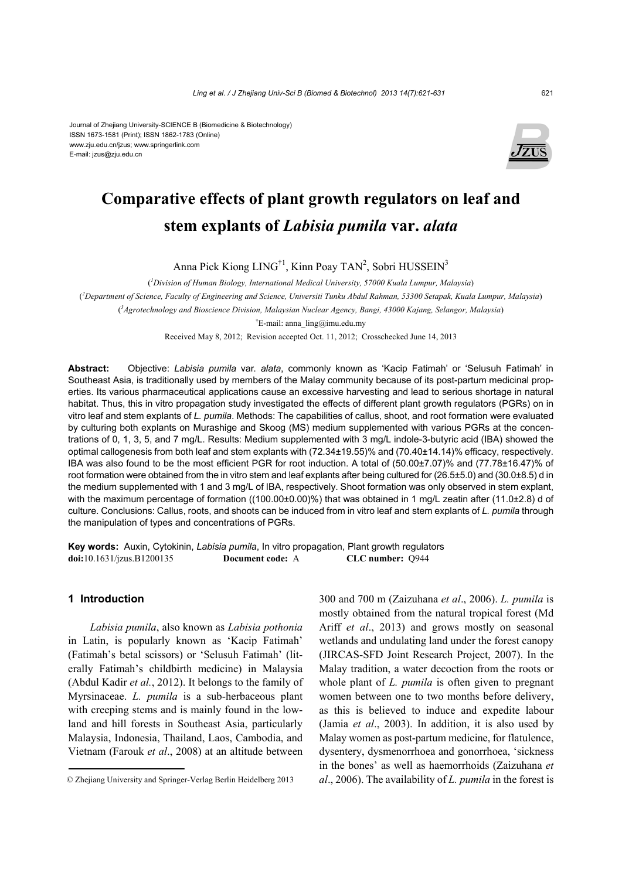Journal of Zhejiang University-SCIENCE B (Biomedicine & Biotechnology)
ISSN 1673-1581 (Print); ISSN 1862-1783 (Online)
www.zju.edu.cn/jzus; www.springerlink.com
E-mail: jzus@zju.edu.cn

# Comparative effects of plant growth regulators on leaf and stem explants of *Labisia pumila* var. *alata*

Anna Pick Kiong LING[†1], Kinn Poay TAN[2], Sobri HUSSEIN[3]

([1]*Division of Human Biology, International Medical University, 57000 Kuala Lumpur, Malaysia*)

([2]*Department of Science, Faculty of Engineering and Science, Universiti Tunku Abdul Rahman, 53300 Setapak, Kuala Lumpur, Malaysia*)

([3]*Agrotechnology and Bioscience Division, Malaysian Nuclear Agency, Bangi, 43000 Kajang, Selangor, Malaysia*)

[†]E-mail: anna_ling@imu.edu.my

Received May 8, 2012; Revision accepted Oct. 11, 2012; Crosschecked June 14, 2013

**Abstract:** Objective: *Labisia pumila* var. *alata*, commonly known as 'Kacip Fatimah' or 'Selusuh Fatimah' in Southeast Asia, is traditionally used by members of the Malay community because of its post-partum medicinal properties. Its various pharmaceutical applications cause an excessive harvesting and lead to serious shortage in natural habitat. Thus, this in vitro propagation study investigated the effects of different plant growth regulators (PGRs) on in vitro leaf and stem explants of *L. pumila*. Methods: The capabilities of callus, shoot, and root formation were evaluated by culturing both explants on Murashige and Skoog (MS) medium supplemented with various PGRs at the concentrations of 0, 1, 3, 5, and 7 mg/L. Results: Medium supplemented with 3 mg/L indole-3-butyric acid (IBA) showed the optimal callogenesis from both leaf and stem explants with (72.34±19.55)% and (70.40±14.14)% efficacy, respectively. IBA was also found to be the most efficient PGR for root induction. A total of (50.00±7.07)% and (77.78±16.47)% of root formation were obtained from the in vitro stem and leaf explants after being cultured for (26.5±5.0) and (30.0±8.5) d in the medium supplemented with 1 and 3 mg/L of IBA, respectively. Shoot formation was only observed in stem explant, with the maximum percentage of formation ((100.00±0.00)%) that was obtained in 1 mg/L zeatin after (11.0±2.8) d of culture. Conclusions: Callus, roots, and shoots can be induced from in vitro leaf and stem explants of *L. pumila* through the manipulation of types and concentrations of PGRs.

**Key words:** Auxin, Cytokinin, *Labisia pumila*, In vitro propagation, Plant growth regulators
**doi:**10.1631/jzus.B1200135 **Document code:** A **CLC number:** Q944

## 1 Introduction

*Labisia pumila*, also known as *Labisia pothonia* in Latin, is popularly known as 'Kacip Fatimah' (Fatimah's betal scissors) or 'Selusuh Fatimah' (literally Fatimah's childbirth medicine) in Malaysia (Abdul Kadir *et al.*, 2012). It belongs to the family of Myrsinaceae. *L. pumila* is a sub-herbaceous plant with creeping stems and is mainly found in the lowland and hill forests in Southeast Asia, particularly Malaysia, Indonesia, Thailand, Laos, Cambodia, and Vietnam (Farouk *et al*., 2008) at an altitude between 300 and 700 m (Zaizuhana *et al*., 2006). *L. pumila* is mostly obtained from the natural tropical forest (Md Ariff *et al*., 2013) and grows mostly on seasonal wetlands and undulating land under the forest canopy (JIRCAS-SFD Joint Research Project, 2007). In the Malay tradition, a water decoction from the roots or whole plant of *L. pumila* is often given to pregnant women between one to two months before delivery, as this is believed to induce and expedite labour (Jamia *et al*., 2003). In addition, it is also used by Malay women as post-partum medicine, for flatulence, dysentery, dysmenorrhoea and gonorrhoea, 'sickness in the bones' as well as haemorrhoids (Zaizuhana *et al*., 2006). The availability of *L. pumila* in the forest is

© Zhejiang University and Springer-Verlag Berlin Heidelberg 2013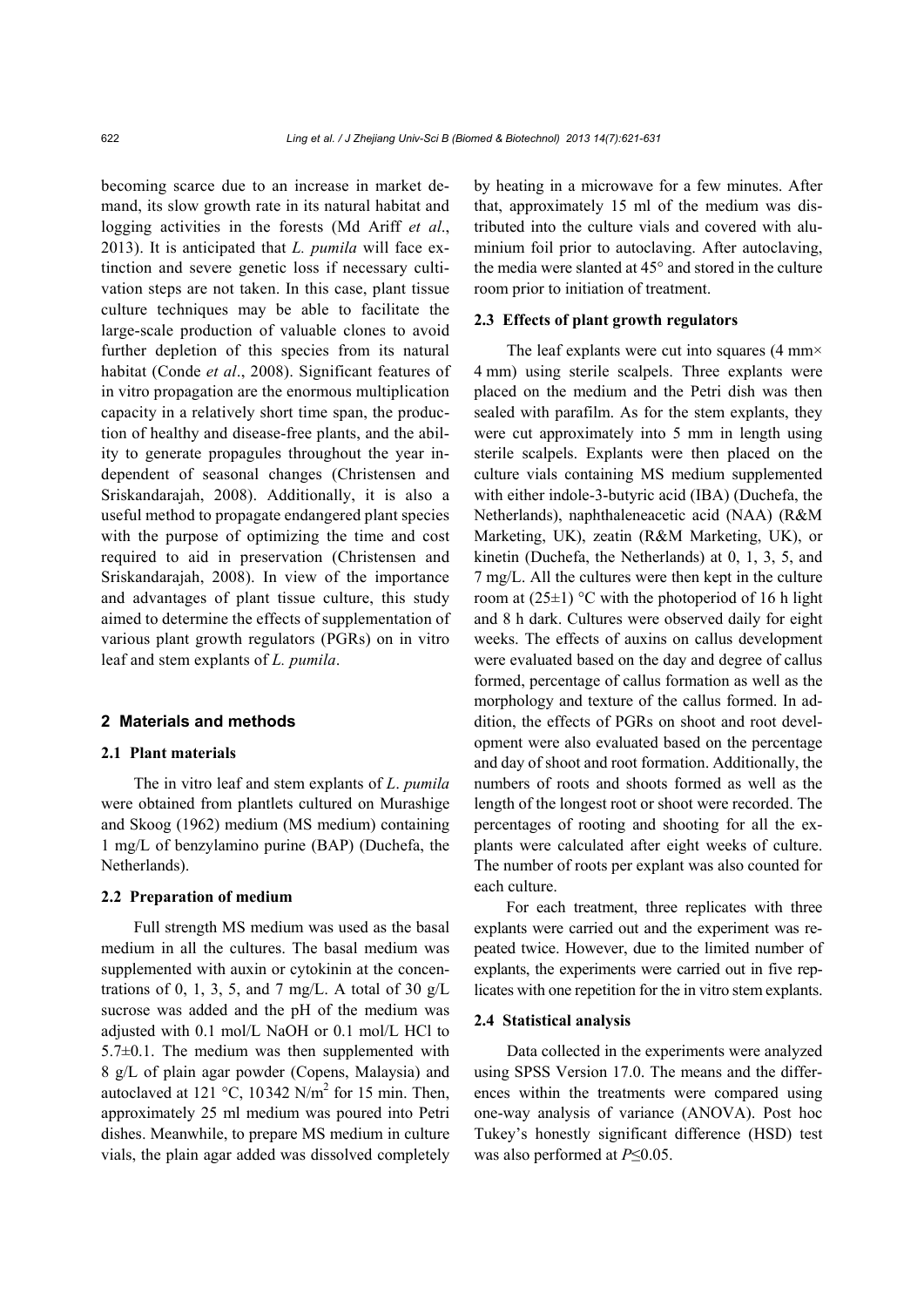becoming scarce due to an increase in market demand, its slow growth rate in its natural habitat and logging activities in the forests (Md Ariff *et al*., 2013). It is anticipated that *L. pumila* will face extinction and severe genetic loss if necessary cultivation steps are not taken. In this case, plant tissue culture techniques may be able to facilitate the large-scale production of valuable clones to avoid further depletion of this species from its natural habitat (Conde *et al*., 2008). Significant features of in vitro propagation are the enormous multiplication capacity in a relatively short time span, the production of healthy and disease-free plants, and the ability to generate propagules throughout the year independent of seasonal changes (Christensen and Sriskandarajah, 2008). Additionally, it is also a useful method to propagate endangered plant species with the purpose of optimizing the time and cost required to aid in preservation (Christensen and Sriskandarajah, 2008). In view of the importance and advantages of plant tissue culture, this study aimed to determine the effects of supplementation of various plant growth regulators (PGRs) on in vitro leaf and stem explants of *L. pumila*.

## 2 Materials and methods

### 2.1 Plant materials

The in vitro leaf and stem explants of *L. pumila* were obtained from plantlets cultured on Murashige and Skoog (1962) medium (MS medium) containing 1 mg/L of benzylamino purine (BAP) (Duchefa, the Netherlands).

### 2.2 Preparation of medium

Full strength MS medium was used as the basal medium in all the cultures. The basal medium was supplemented with auxin or cytokinin at the concentrations of 0, 1, 3, 5, and 7 mg/L. A total of 30 g/L sucrose was added and the pH of the medium was adjusted with 0.1 mol/L NaOH or 0.1 mol/L HCl to 5.7±0.1. The medium was then supplemented with 8 g/L of plain agar powder (Copens, Malaysia) and autoclaved at 121 °C, 10342 $N/m^2$ for 15 min. Then, approximately 25 ml medium was poured into Petri dishes. Meanwhile, to prepare MS medium in culture vials, the plain agar added was dissolved completely by heating in a microwave for a few minutes. After that, approximately 15 ml of the medium was distributed into the culture vials and covered with aluminium foil prior to autoclaving. After autoclaving, the media were slanted at 45° and stored in the culture room prior to initiation of treatment.

### 2.3 Effects of plant growth regulators

The leaf explants were cut into squares (4 mm× 4 mm) using sterile scalpels. Three explants were placed on the medium and the Petri dish was then sealed with parafilm. As for the stem explants, they were cut approximately into 5 mm in length using sterile scalpels. Explants were then placed on the culture vials containing MS medium supplemented with either indole-3-butyric acid (IBA) (Duchefa, the Netherlands), naphthaleneacetic acid (NAA) (R&M Marketing, UK), zeatin (R&M Marketing, UK), or kinetin (Duchefa, the Netherlands) at 0, 1, 3, 5, and 7 mg/L. All the cultures were then kept in the culture room at (25±1) °C with the photoperiod of 16 h light and 8 h dark. Cultures were observed daily for eight weeks. The effects of auxins on callus development were evaluated based on the day and degree of callus formed, percentage of callus formation as well as the morphology and texture of the callus formed. In addition, the effects of PGRs on shoot and root development were also evaluated based on the percentage and day of shoot and root formation. Additionally, the numbers of roots and shoots formed as well as the length of the longest root or shoot were recorded. The percentages of rooting and shooting for all the explants were calculated after eight weeks of culture. The number of roots per explant was also counted for each culture.

For each treatment, three replicates with three explants were carried out and the experiment was repeated twice. However, due to the limited number of explants, the experiments were carried out in five replicates with one repetition for the in vitro stem explants.

### 2.4 Statistical analysis

Data collected in the experiments were analyzed using SPSS Version 17.0. The means and the differences within the treatments were compared using one-way analysis of variance (ANOVA). Post hoc Tukey's honestly significant difference (HSD) test was also performed at $P \leq 0.05$.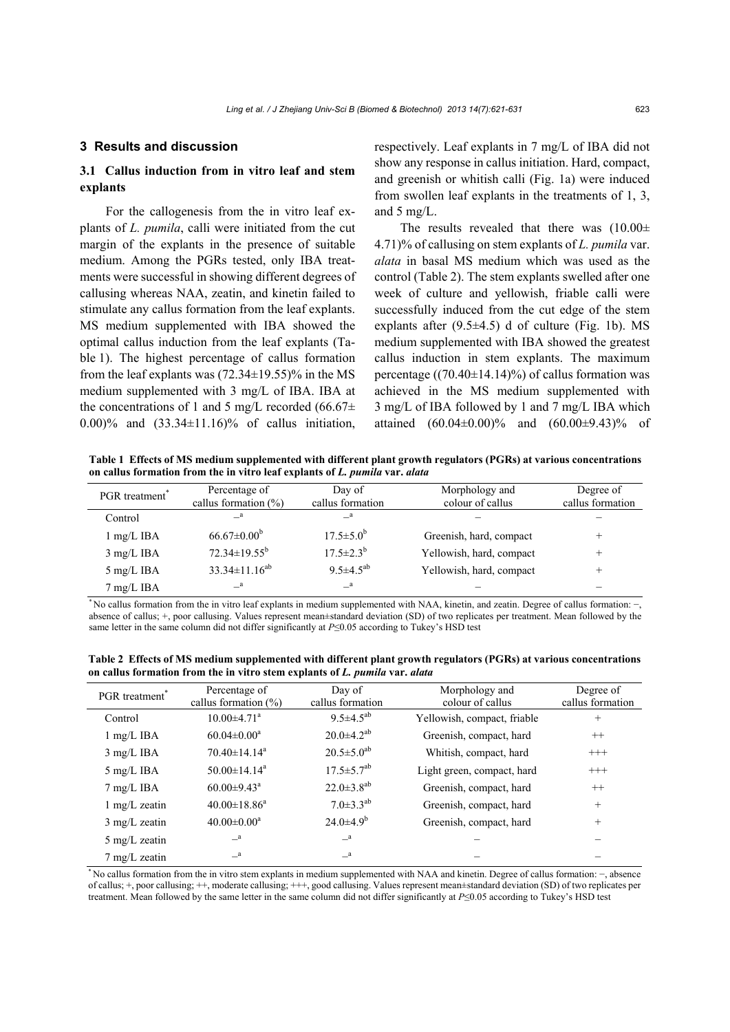## 3 Results and discussion

### 3.1 Callus induction from in vitro leaf and stem explants

For the callogenesis from the in vitro leaf explants of *L. pumila*, calli were initiated from the cut margin of the explants in the presence of suitable medium. Among the PGRs tested, only IBA treatments were successful in showing different degrees of callusing whereas NAA, zeatin, and kinetin failed to stimulate any callus formation from the leaf explants. MS medium supplemented with IBA showed the optimal callus induction from the leaf explants (Table 1). The highest percentage of callus formation from the leaf explants was (72.34±19.55)% in the MS medium supplemented with 3 mg/L of IBA. IBA at the concentrations of 1 and 5 mg/L recorded (66.67±0.00)% and (33.34±11.16)% of callus initiation, respectively. Leaf explants in 7 mg/L of IBA did not show any response in callus initiation. Hard, compact, and greenish or whitish calli (Fig. 1a) were induced from swollen leaf explants in the treatments of 1, 3, and 5 mg/L.

The results revealed that there was (10.00±4.71)% of callusing on stem explants of *L. pumila* var. *alata* in basal MS medium which was used as the control (Table 2). The stem explants swelled after one week of culture and yellowish, friable calli were successfully induced from the cut edge of the stem explants after (9.5±4.5) d of culture (Fig. 1b). MS medium supplemented with IBA showed the greatest callus induction in stem explants. The maximum percentage ((70.40±14.14)%) of callus formation was achieved in the MS medium supplemented with 3 mg/L of IBA followed by 1 and 7 mg/L IBA which attained (60.04±0.00)% and (60.00±9.43)% of

**Table 1 Effects of MS medium supplemented with different plant growth regulators (PGRs) at various concentrations on callus formation from the in vitro leaf explants of *L. pumila* var. *alata***

| PGR treatment* | Percentage of callus formation (%) | Day of callus formation | Morphology and colour of callus | Degree of callus formation |
|---|---|---|---|---|
| Control | –$^{a}$ | –$^{a}$ | – | – |
| 1 mg/L IBA | 66.67±0.00$^{b}$ | 17.5±5.0$^{b}$ | Greenish, hard, compact | + |
| 3 mg/L IBA | 72.34±19.55$^{b}$ | 17.5±2.3$^{b}$ | Yellowish, hard, compact | + |
| 5 mg/L IBA | 33.34±11.16$^{ab}$ | 9.5±4.5$^{ab}$ | Yellowish, hard, compact | + |
| 7 mg/L IBA | –$^{a}$ | –$^{a}$ | – | – |

* No callus formation from the in vitro leaf explants in medium supplemented with NAA, kinetin, and zeatin. Degree of callus formation: −, absence of callus; +, poor callusing. Values represent mean±standard deviation (SD) of two replicates per treatment. Mean followed by the same letter in the same column did not differ significantly at $P \le 0.05$ according to Tukey's HSD test

**Table 2 Effects of MS medium supplemented with different plant growth regulators (PGRs) at various concentrations on callus formation from the in vitro stem explants of *L. pumila* var. *alata***

| PGR treatment* | Percentage of callus formation (%) | Day of callus formation | Morphology and colour of callus | Degree of callus formation |
|---|---|---|---|---|
| Control | 10.00±4.71$^{a}$ | 9.5±4.5$^{ab}$ | Yellowish, compact, friable | + |
| 1 mg/L IBA | 60.04±0.00$^{a}$ | 20.0±4.2$^{ab}$ | Greenish, compact, hard | ++ |
| 3 mg/L IBA | 70.40±14.14$^{a}$ | 20.5±5.0$^{ab}$ | Whitish, compact, hard | +++ |
| 5 mg/L IBA | 50.00±14.14$^{a}$ | 17.5±5.7$^{ab}$ | Light green, compact, hard | +++ |
| 7 mg/L IBA | 60.00±9.43$^{a}$ | 22.0±3.8$^{ab}$ | Greenish, compact, hard | ++ |
| 1 mg/L zeatin | 40.00±18.86$^{a}$ | 7.0±3.3$^{ab}$ | Greenish, compact, hard | + |
| 3 mg/L zeatin | 40.00±0.00$^{a}$ | 24.0±4.9$^{b}$ | Greenish, compact, hard | + |
| 5 mg/L zeatin | –$^{a}$ | –$^{a}$ | – | – |
| 7 mg/L zeatin | –$^{a}$ | –$^{a}$ | – | – |

* No callus formation from the in vitro stem explants in medium supplemented with NAA and kinetin. Degree of callus formation: −, absence of callus; +, poor callusing; ++, moderate callusing; +++, good callusing. Values represent mean±standard deviation (SD) of two replicates per treatment. Mean followed by the same letter in the same column did not differ significantly at $P \le 0.05$ according to Tukey's HSD test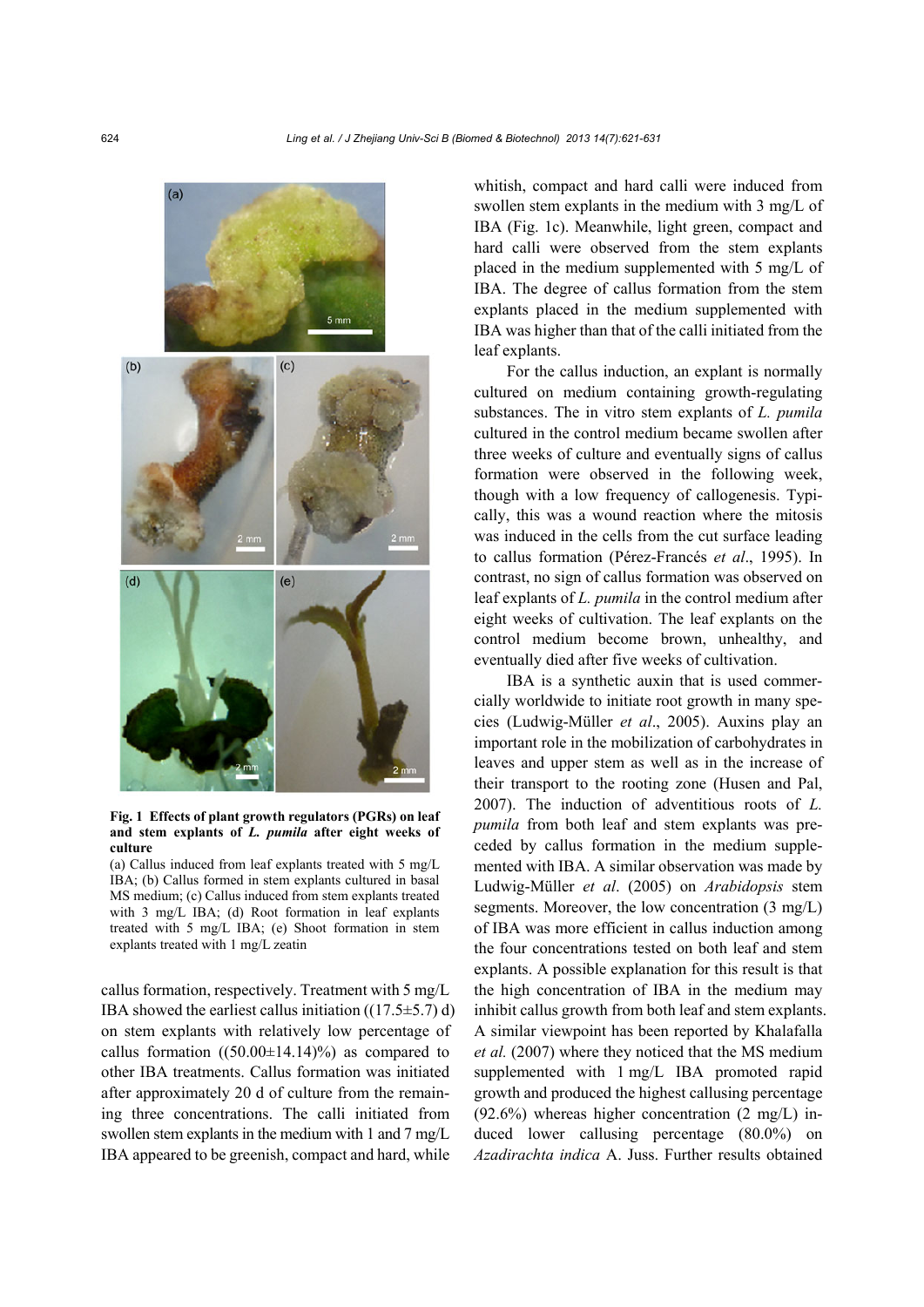**Fig. 1 Effects of plant growth regulators (PGRs) on leaf and stem explants of *L. pumila* after eight weeks of culture**

(a) Callus induced from leaf explants treated with 5 mg/L IBA; (b) Callus formed in stem explants cultured in basal MS medium; (c) Callus induced from stem explants treated with 3 mg/L IBA; (d) Root formation in leaf explants treated with 5 mg/L IBA; (e) Shoot formation in stem explants treated with 1 mg/L zeatin

callus formation, respectively. Treatment with 5 mg/L IBA showed the earliest callus initiation ((17.5±5.7) d) on stem explants with relatively low percentage of callus formation ((50.00±14.14)%) as compared to other IBA treatments. Callus formation was initiated after approximately 20 d of culture from the remaining three concentrations. The calli initiated from swollen stem explants in the medium with 1 and 7 mg/L IBA appeared to be greenish, compact and hard, while whitish, compact and hard calli were induced from swollen stem explants in the medium with 3 mg/L of IBA (Fig. 1c). Meanwhile, light green, compact and hard calli were observed from the stem explants placed in the medium supplemented with 5 mg/L of IBA. The degree of callus formation from the stem explants placed in the medium supplemented with IBA was higher than that of the calli initiated from the leaf explants.

For the callus induction, an explant is normally cultured on medium containing growth-regulating substances. The in vitro stem explants of *L. pumila* cultured in the control medium became swollen after three weeks of culture and eventually signs of callus formation were observed in the following week, though with a low frequency of callogenesis. Typically, this was a wound reaction where the mitosis was induced in the cells from the cut surface leading to callus formation (Pérez-Francés *et al*., 1995). In contrast, no sign of callus formation was observed on leaf explants of *L. pumila* in the control medium after eight weeks of cultivation. The leaf explants on the control medium become brown, unhealthy, and eventually died after five weeks of cultivation.

IBA is a synthetic auxin that is used commercially worldwide to initiate root growth in many species (Ludwig-Müller *et al*., 2005). Auxins play an important role in the mobilization of carbohydrates in leaves and upper stem as well as in the increase of their transport to the rooting zone (Husen and Pal, 2007). The induction of adventitious roots of *L. pumila* from both leaf and stem explants was preceded by callus formation in the medium supplemented with IBA. A similar observation was made by Ludwig-Müller *et al*. (2005) on *Arabidopsis* stem segments. Moreover, the low concentration (3 mg/L) of IBA was more efficient in callus induction among the four concentrations tested on both leaf and stem explants. A possible explanation for this result is that the high concentration of IBA in the medium may inhibit callus growth from both leaf and stem explants. A similar viewpoint has been reported by Khalafalla *et al.* (2007) where they noticed that the MS medium supplemented with 1 mg/L IBA promoted rapid growth and produced the highest callusing percentage (92.6%) whereas higher concentration (2 mg/L) induced lower callusing percentage (80.0%) on *Azadirachta indica* A. Juss. Further results obtained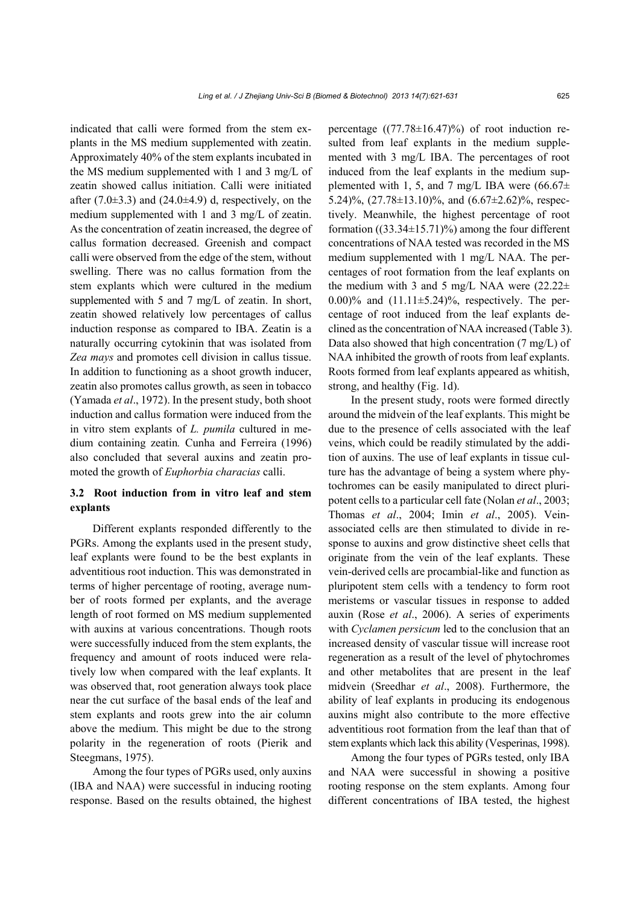indicated that calli were formed from the stem explants in the MS medium supplemented with zeatin. Approximately 40% of the stem explants incubated in the MS medium supplemented with 1 and 3 mg/L of zeatin showed callus initiation. Calli were initiated after (7.0±3.3) and (24.0±4.9) d, respectively, on the medium supplemented with 1 and 3 mg/L of zeatin. As the concentration of zeatin increased, the degree of callus formation decreased. Greenish and compact calli were observed from the edge of the stem, without swelling. There was no callus formation from the stem explants which were cultured in the medium supplemented with 5 and 7 mg/L of zeatin. In short, zeatin showed relatively low percentages of callus induction response as compared to IBA. Zeatin is a naturally occurring cytokinin that was isolated from *Zea mays* and promotes cell division in callus tissue. In addition to functioning as a shoot growth inducer, zeatin also promotes callus growth, as seen in tobacco (Yamada *et al*., 1972). In the present study, both shoot induction and callus formation were induced from the in vitro stem explants of *L. pumila* cultured in medium containing zeatin. Cunha and Ferreira (1996) also concluded that several auxins and zeatin promoted the growth of *Euphorbia characias* calli.

### 3.2 Root induction from in vitro leaf and stem explants

Different explants responded differently to the PGRs. Among the explants used in the present study, leaf explants were found to be the best explants in adventitious root induction. This was demonstrated in terms of higher percentage of rooting, average number of roots formed per explants, and the average length of root formed on MS medium supplemented with auxins at various concentrations. Though roots were successfully induced from the stem explants, the frequency and amount of roots induced were relatively low when compared with the leaf explants. It was observed that, root generation always took place near the cut surface of the basal ends of the leaf and stem explants and roots grew into the air column above the medium. This might be due to the strong polarity in the regeneration of roots (Pierik and Steegmans, 1975).

Among the four types of PGRs used, only auxins (IBA and NAA) were successful in inducing rooting response. Based on the results obtained, the highest percentage ((77.78±16.47)%) of root induction resulted from leaf explants in the medium supplemented with 3 mg/L IBA. The percentages of root induced from the leaf explants in the medium supplemented with 1, 5, and 7 mg/L IBA were (66.67±5.24)%, (27.78±13.10)%, and (6.67±2.62)%, respectively. Meanwhile, the highest percentage of root formation ((33.34±15.71)%) among the four different concentrations of NAA tested was recorded in the MS medium supplemented with 1 mg/L NAA. The percentages of root formation from the leaf explants on the medium with 3 and 5 mg/L NAA were (22.22±0.00)% and (11.11±5.24)%, respectively. The percentage of root induced from the leaf explants declined as the concentration of NAA increased (Table 3). Data also showed that high concentration (7 mg/L) of NAA inhibited the growth of roots from leaf explants. Roots formed from leaf explants appeared as whitish, strong, and healthy (Fig. 1d).

In the present study, roots were formed directly around the midvein of the leaf explants. This might be due to the presence of cells associated with the leaf veins, which could be readily stimulated by the addition of auxins. The use of leaf explants in tissue culture has the advantage of being a system where phytochromes can be easily manipulated to direct pluripotent cells to a particular cell fate (Nolan *et al*., 2003; Thomas *et al*., 2004; Imin *et al*., 2005). Vein-associated cells are then stimulated to divide in response to auxins and grow distinctive sheet cells that originate from the vein of the leaf explants. These vein-derived cells are procambial-like and function as pluripotent stem cells with a tendency to form root meristems or vascular tissues in response to added auxin (Rose *et al*., 2006). A series of experiments with *Cyclamen persicum* led to the conclusion that an increased density of vascular tissue will increase root regeneration as a result of the level of phytochromes and other metabolites that are present in the leaf midvein (Sreedhar *et al*., 2008). Furthermore, the ability of leaf explants in producing its endogenous auxins might also contribute to the more effective adventitious root formation from the leaf than that of stem explants which lack this ability (Vesperinas, 1998).

Among the four types of PGRs tested, only IBA and NAA were successful in showing a positive rooting response on the stem explants. Among four different concentrations of IBA tested, the highest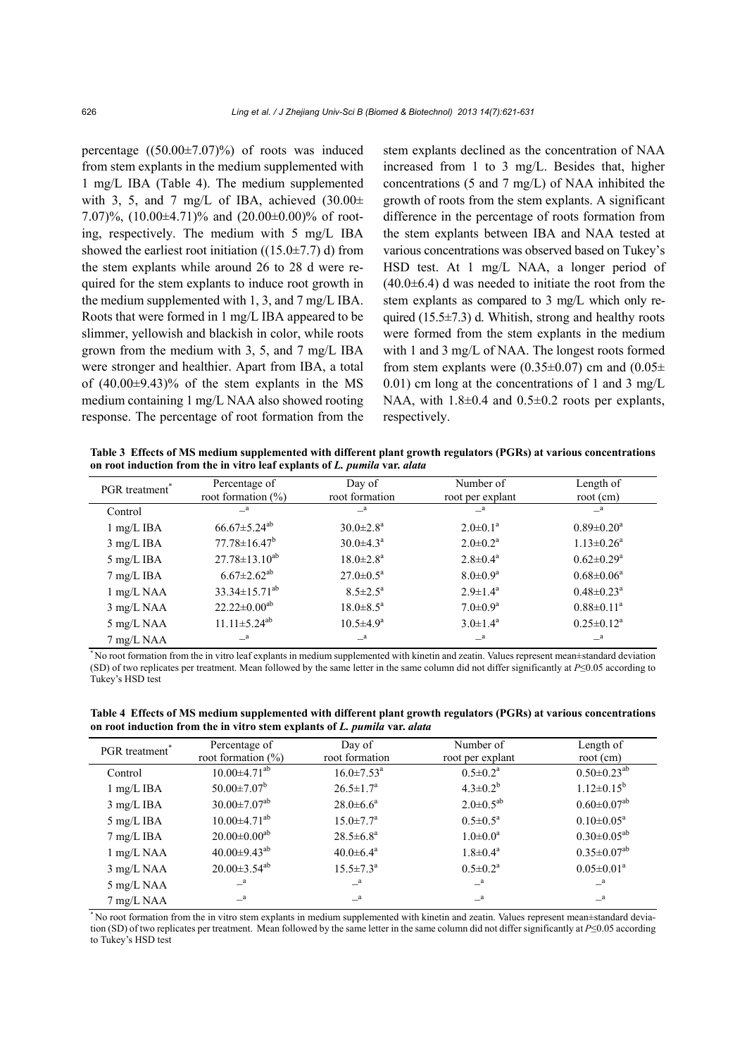percentage ((50.00±7.07)%) of roots was induced from stem explants in the medium supplemented with 1 mg/L IBA (Table 4). The medium supplemented with 3, 5, and 7 mg/L of IBA, achieved (30.00±7.07)%, (10.00±4.71)% and (20.00±0.00)% of rooting, respectively. The medium with 5 mg/L IBA showed the earliest root initiation ((15.0±7.7) d) from the stem explants while around 26 to 28 d were required for the stem explants to induce root growth in the medium supplemented with 1, 3, and 7 mg/L IBA. Roots that were formed in 1 mg/L IBA appeared to be slimmer, yellowish and blackish in color, while roots grown from the medium with 3, 5, and 7 mg/L IBA were stronger and healthier. Apart from IBA, a total of (40.00±9.43)% of the stem explants in the MS medium containing 1 mg/L NAA also showed rooting response. The percentage of root formation from the stem explants declined as the concentration of NAA increased from 1 to 3 mg/L. Besides that, higher concentrations (5 and 7 mg/L) of NAA inhibited the growth of roots from the stem explants. A significant difference in the percentage of roots formation from the stem explants between IBA and NAA tested at various concentrations was observed based on Tukey's HSD test. At 1 mg/L NAA, a longer period of (40.0±6.4) d was needed to initiate the root from the stem explants as compared to 3 mg/L which only required (15.5±7.3) d. Whitish, strong and healthy roots were formed from the stem explants in the medium with 1 and 3 mg/L of NAA. The longest roots formed from stem explants were (0.35±0.07) cm and (0.05±0.01) cm long at the concentrations of 1 and 3 mg/L NAA, with 1.8±0.4 and 0.5±0.2 roots per explants, respectively.

**Table 3 Effects of MS medium supplemented with different plant growth regulators (PGRs) at various concentrations on root induction from the in vitro leaf explants of *L. pumila* var. *alata***

| PGR treatment* | Percentage of root formation (%) | Day of root formation | Number of root per explant | Length of root (cm) |
|---|---|---|---|---|
| Control | –[a] | –[a] | –[a] | –[a] |
| 1 mg/L IBA | 66.67±5.24[ab] | 30.0±2.8[a] | 2.0±0.1[a] | 0.89±0.20[a] |
| 3 mg/L IBA | 77.78±16.47[b] | 30.0±4.3[a] | 2.0±0.2[a] | 1.13±0.26[a] |
| 5 mg/L IBA | 27.78±13.10[ab] | 18.0±2.8[a] | 2.8±0.4[a] | 0.62±0.29[a] |
| 7 mg/L IBA | 6.67±2.62[ab] | 27.0±0.5[a] | 8.0±0.9[a] | 0.68±0.06[a] |
| 1 mg/L NAA | 33.34±15.71[ab] | 8.5±2.5[a] | 2.9±1.4[a] | 0.48±0.23[a] |
| 3 mg/L NAA | 22.22±0.00[ab] | 18.0±8.5[a] | 7.0±0.9[a] | 0.88±0.11[a] |
| 5 mg/L NAA | 11.11±5.24[ab] | 10.5±4.9[a] | 3.0±1.4[a] | 0.25±0.12[a] |
| 7 mg/L NAA | –[a] | –[a] | –[a] | –[a] |

* No root formation from the in vitro leaf explants in medium supplemented with kinetin and zeatin. Values represent mean±standard deviation (SD) of two replicates per treatment. Mean followed by the same letter in the same column did not differ significantly at $P≤0.05$ according to Tukey's HSD test

**Table 4 Effects of MS medium supplemented with different plant growth regulators (PGRs) at various concentrations on root induction from the in vitro stem explants of *L. pumila* var. *alata***

| PGR treatment* | Percentage of root formation (%) | Day of root formation | Number of root per explant | Length of root (cm) |
|---|---|---|---|---|
| Control | 10.00±4.71[ab] | 16.0±7.53[a] | 0.5±0.2[a] | 0.50±0.23[ab] |
| 1 mg/L IBA | 50.00±7.07[b] | 26.5±1.7[a] | 4.3±0.2[b] | 1.12±0.15[b] |
| 3 mg/L IBA | 30.00±7.07[ab] | 28.0±6.6[a] | 2.0±0.5[ab] | 0.60±0.07[ab] |
| 5 mg/L IBA | 10.00±4.71[ab] | 15.0±7.7[a] | 0.5±0.5[a] | 0.10±0.05[a] |
| 7 mg/L IBA | 20.00±0.00[ab] | 28.5±6.8[a] | 1.0±0.0[a] | 0.30±0.05[ab] |
| 1 mg/L NAA | 40.00±9.43[ab] | 40.0±6.4[a] | 1.8±0.4[a] | 0.35±0.07[ab] |
| 3 mg/L NAA | 20.00±3.54[ab] | 15.5±7.3[a] | 0.5±0.2[a] | 0.05±0.01[a] |
| 5 mg/L NAA | –[a] | –[a] | –[a] | –[a] |
| 7 mg/L NAA | –[a] | –[a] | –[a] | –[a] |

* No root formation from the in vitro stem explants in medium supplemented with kinetin and zeatin. Values represent mean±standard deviation (SD) of two replicates per treatment. Mean followed by the same letter in the same column did not differ significantly at $P≤0.05$ according to Tukey's HSD test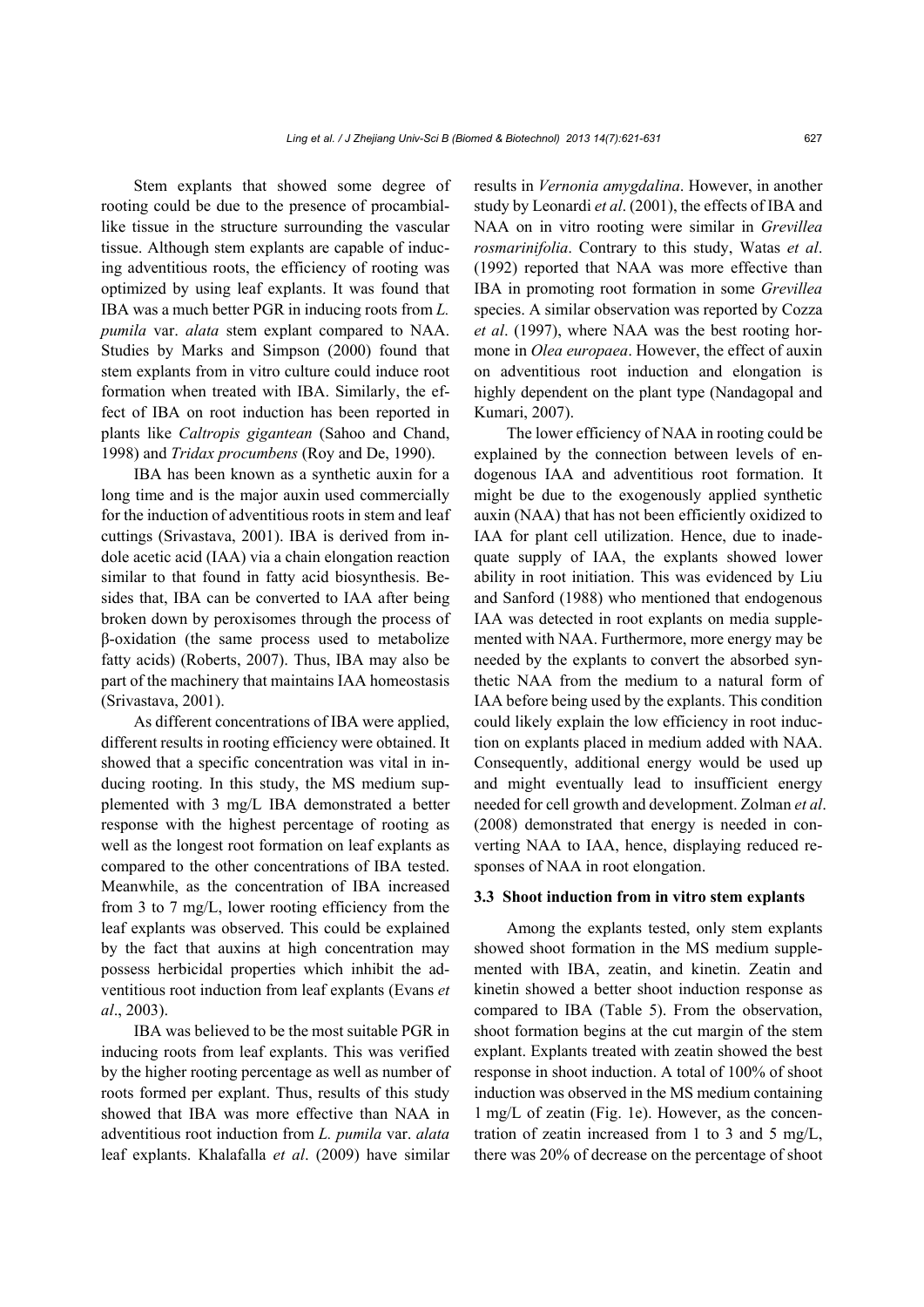Stem explants that showed some degree of rooting could be due to the presence of procambial-like tissue in the structure surrounding the vascular tissue. Although stem explants are capable of inducing adventitious roots, the efficiency of rooting was optimized by using leaf explants. It was found that IBA was a much better PGR in inducing roots from *L. pumila* var. *alata* stem explant compared to NAA. Studies by Marks and Simpson (2000) found that stem explants from in vitro culture could induce root formation when treated with IBA. Similarly, the effect of IBA on root induction has been reported in plants like *Caltropis gigantean* (Sahoo and Chand, 1998) and *Tridax procumbens* (Roy and De, 1990).

IBA has been known as a synthetic auxin for a long time and is the major auxin used commercially for the induction of adventitious roots in stem and leaf cuttings (Srivastava, 2001). IBA is derived from indole acetic acid (IAA) via a chain elongation reaction similar to that found in fatty acid biosynthesis. Besides that, IBA can be converted to IAA after being broken down by peroxisomes through the process of β-oxidation (the same process used to metabolize fatty acids) (Roberts, 2007). Thus, IBA may also be part of the machinery that maintains IAA homeostasis (Srivastava, 2001).

As different concentrations of IBA were applied, different results in rooting efficiency were obtained. It showed that a specific concentration was vital in inducing rooting. In this study, the MS medium supplemented with 3 mg/L IBA demonstrated a better response with the highest percentage of rooting as well as the longest root formation on leaf explants as compared to the other concentrations of IBA tested. Meanwhile, as the concentration of IBA increased from 3 to 7 mg/L, lower rooting efficiency from the leaf explants was observed. This could be explained by the fact that auxins at high concentration may possess herbicidal properties which inhibit the adventitious root induction from leaf explants (Evans *et al*., 2003).

IBA was believed to be the most suitable PGR in inducing roots from leaf explants. This was verified by the higher rooting percentage as well as number of roots formed per explant. Thus, results of this study showed that IBA was more effective than NAA in adventitious root induction from *L. pumila* var. *alata* leaf explants. Khalafalla *et al*. (2009) have similar results in *Vernonia amygdalina*. However, in another study by Leonardi *et al*. (2001), the effects of IBA and NAA on in vitro rooting were similar in *Grevillea rosmarinifolia*. Contrary to this study, Watas *et al*. (1992) reported that NAA was more effective than IBA in promoting root formation in some *Grevillea* species. A similar observation was reported by Cozza *et al*. (1997), where NAA was the best rooting hormone in *Olea europaea*. However, the effect of auxin on adventitious root induction and elongation is highly dependent on the plant type (Nandagopal and Kumari, 2007).

The lower efficiency of NAA in rooting could be explained by the connection between levels of endogenous IAA and adventitious root formation. It might be due to the exogenously applied synthetic auxin (NAA) that has not been efficiently oxidized to IAA for plant cell utilization. Hence, due to inadequate supply of IAA, the explants showed lower ability in root initiation. This was evidenced by Liu and Sanford (1988) who mentioned that endogenous IAA was detected in root explants on media supplemented with NAA. Furthermore, more energy may be needed by the explants to convert the absorbed synthetic NAA from the medium to a natural form of IAA before being used by the explants. This condition could likely explain the low efficiency in root induction on explants placed in medium added with NAA. Consequently, additional energy would be used up and might eventually lead to insufficient energy needed for cell growth and development. Zolman *et al*. (2008) demonstrated that energy is needed in converting NAA to IAA, hence, displaying reduced responses of NAA in root elongation.

### 3.3 Shoot induction from in vitro stem explants

Among the explants tested, only stem explants showed shoot formation in the MS medium supplemented with IBA, zeatin, and kinetin. Zeatin and kinetin showed a better shoot induction response as compared to IBA (Table 5). From the observation, shoot formation begins at the cut margin of the stem explant. Explants treated with zeatin showed the best response in shoot induction. A total of 100% of shoot induction was observed in the MS medium containing 1 mg/L of zeatin (Fig. 1e). However, as the concentration of zeatin increased from 1 to 3 and 5 mg/L, there was 20% of decrease on the percentage of shoot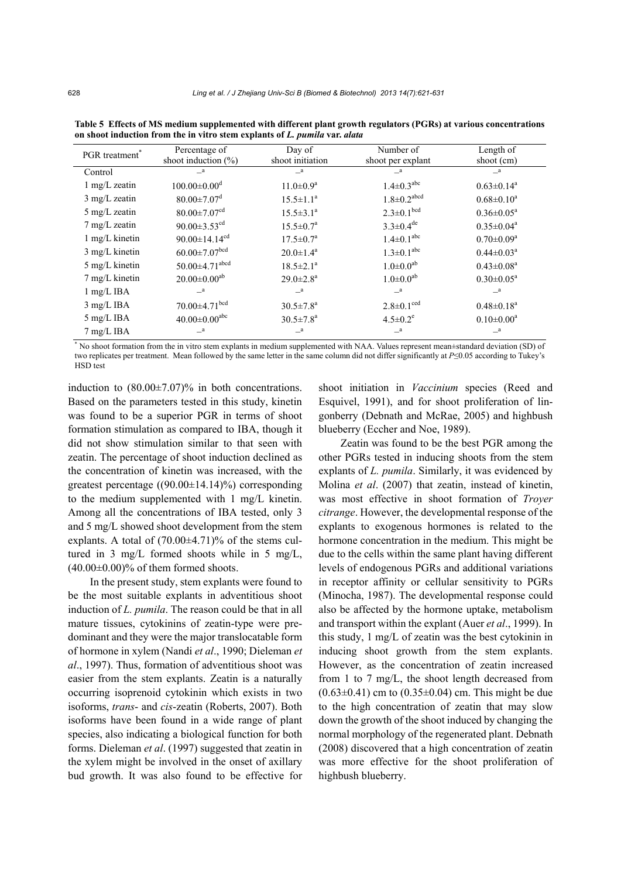**Table 5 Effects of MS medium supplemented with different plant growth regulators (PGRs) at various concentrations on shoot induction from the in vitro stem explants of *L. pumila* var. *alata***

| PGR treatment* | Percentage of shoot induction (%) | Day of shoot initiation | Number of shoot per explant | Length of shoot (cm) |
|---|---|---|---|---|
| Control | $-^{a}$ | $-^{a}$ | $-^{a}$ | $-^{a}$ |
| 1 mg/L zeatin | $100.00\pm0.00^{d}$ | $11.0\pm0.9^{a}$ | $1.4\pm0.3^{abc}$ | $0.63\pm0.14^{a}$ |
| 3 mg/L zeatin | $80.00\pm7.07^{d}$ | $15.5\pm1.1^{a}$ | $1.8\pm0.2^{abcd}$ | $0.68\pm0.10^{a}$ |
| 5 mg/L zeatin | $80.00\pm7.07^{cd}$ | $15.5\pm3.1^{a}$ | $2.3\pm0.1^{bcd}$ | $0.36\pm0.05^{a}$ |
| 7 mg/L zeatin | $90.00\pm3.53^{cd}$ | $15.5\pm0.7^{a}$ | $3.3\pm0.4^{de}$ | $0.35\pm0.04^{a}$ |
| 1 mg/L kinetin | $90.00\pm14.14^{cd}$ | $17.5\pm0.7^{a}$ | $1.4\pm0.1^{abc}$ | $0.70\pm0.09^{a}$ |
| 3 mg/L kinetin | $60.00\pm7.07^{bcd}$ | $20.0\pm1.4^{a}$ | $1.3\pm0.1^{abc}$ | $0.44\pm0.03^{a}$ |
| 5 mg/L kinetin | $50.00\pm4.71^{abcd}$ | $18.5\pm2.1^{a}$ | $1.0\pm0.0^{ab}$ | $0.43\pm0.08^{a}$ |
| 7 mg/L kinetin | $20.00\pm0.00^{ab}$ | $29.0\pm2.8^{a}$ | $1.0\pm0.0^{ab}$ | $0.30\pm0.05^{a}$ |
| 1 mg/L IBA | $-^{a}$ | $-^{a}$ | $-^{a}$ | $-^{a}$ |
| 3 mg/L IBA | $70.00\pm4.71^{bcd}$ | $30.5\pm7.8^{a}$ | $2.8\pm0.1^{ced}$ | $0.48\pm0.18^{a}$ |
| 5 mg/L IBA | $40.00\pm0.00^{abc}$ | $30.5\pm7.8^{a}$ | $4.5\pm0.2^{e}$ | $0.10\pm0.00^{a}$ |
| 7 mg/L IBA | $-^{a}$ | $-^{a}$ | $-^{a}$ | $-^{a}$ |

* No shoot formation from the in vitro stem explants in medium supplemented with NAA. Values represent mean±standard deviation (SD) of two replicates per treatment. Mean followed by the same letter in the same column did not differ significantly at $P\leq0.05$ according to Tukey's HSD test

induction to (80.00±7.07)% in both concentrations. Based on the parameters tested in this study, kinetin was found to be a superior PGR in terms of shoot formation stimulation as compared to IBA, though it did not show stimulation similar to that seen with zeatin. The percentage of shoot induction declined as the concentration of kinetin was increased, with the greatest percentage ((90.00±14.14)%) corresponding to the medium supplemented with 1 mg/L kinetin. Among all the concentrations of IBA tested, only 3 and 5 mg/L showed shoot development from the stem explants. A total of (70.00±4.71)% of the stems cultured in 3 mg/L formed shoots while in 5 mg/L, (40.00±0.00)% of them formed shoots.

In the present study, stem explants were found to be the most suitable explants in adventitious shoot induction of *L. pumila*. The reason could be that in all mature tissues, cytokinins of zeatin-type were predominant and they were the major translocatable form of hormone in xylem (Nandi *et al*., 1990; Dieleman *et al*., 1997). Thus, formation of adventitious shoot was easier from the stem explants. Zeatin is a naturally occurring isoprenoid cytokinin which exists in two isoforms, *trans*- and *cis*-zeatin (Roberts, 2007). Both isoforms have been found in a wide range of plant species, also indicating a biological function for both forms. Dieleman *et al*. (1997) suggested that zeatin in the xylem might be involved in the onset of axillary bud growth. It was also found to be effective for shoot initiation in *Vaccinium* species (Reed and Esquivel, 1991), and for shoot proliferation of lingonberry (Debnath and McRae, 2005) and highbush blueberry (Eccher and Noe, 1989).

Zeatin was found to be the best PGR among the other PGRs tested in inducing shoots from the stem explants of *L. pumila*. Similarly, it was evidenced by Molina *et al*. (2007) that zeatin, instead of kinetin, was most effective in shoot formation of *Troyer citrange*. However, the developmental response of the explants to exogenous hormones is related to the hormone concentration in the medium. This might be due to the cells within the same plant having different levels of endogenous PGRs and additional variations in receptor affinity or cellular sensitivity to PGRs (Minocha, 1987). The developmental response could also be affected by the hormone uptake, metabolism and transport within the explant (Auer *et al*., 1999). In this study, 1 mg/L of zeatin was the best cytokinin in inducing shoot growth from the stem explants. However, as the concentration of zeatin increased from 1 to 7 mg/L, the shoot length decreased from (0.63±0.41) cm to (0.35±0.04) cm. This might be due to the high concentration of zeatin that may slow down the growth of the shoot induced by changing the normal morphology of the regenerated plant. Debnath (2008) discovered that a high concentration of zeatin was more effective for the shoot proliferation of highbush blueberry.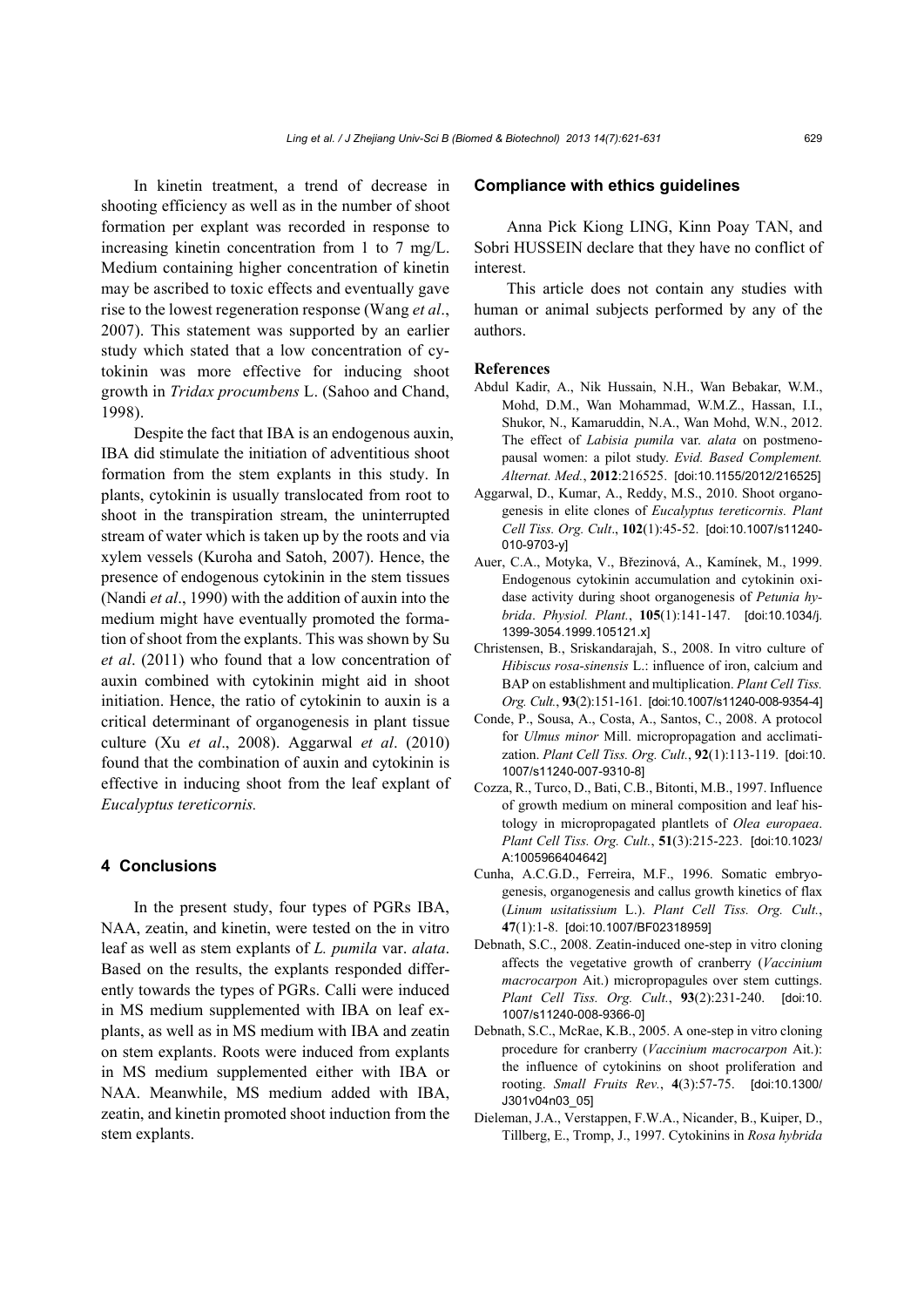In kinetin treatment, a trend of decrease in shooting efficiency as well as in the number of shoot formation per explant was recorded in response to increasing kinetin concentration from 1 to 7 mg/L. Medium containing higher concentration of kinetin may be ascribed to toxic effects and eventually gave rise to the lowest regeneration response (Wang *et al*., 2007). This statement was supported by an earlier study which stated that a low concentration of cytokinin was more effective for inducing shoot growth in *Tridax procumbens* L. (Sahoo and Chand, 1998).

Despite the fact that IBA is an endogenous auxin, IBA did stimulate the initiation of adventitious shoot formation from the stem explants in this study. In plants, cytokinin is usually translocated from root to shoot in the transpiration stream, the uninterrupted stream of water which is taken up by the roots and via xylem vessels (Kuroha and Satoh, 2007). Hence, the presence of endogenous cytokinin in the stem tissues (Nandi *et al*., 1990) with the addition of auxin into the medium might have eventually promoted the formation of shoot from the explants. This was shown by Su *et al*. (2011) who found that a low concentration of auxin combined with cytokinin might aid in shoot initiation. Hence, the ratio of cytokinin to auxin is a critical determinant of organogenesis in plant tissue culture (Xu *et al*., 2008). Aggarwal *et al*. (2010) found that the combination of auxin and cytokinin is effective in inducing shoot from the leaf explant of *Eucalyptus tereticornis.*

## 4 Conclusions

In the present study, four types of PGRs IBA, NAA, zeatin, and kinetin, were tested on the in vitro leaf as well as stem explants of *L. pumila* var. *alata*. Based on the results, the explants responded differently towards the types of PGRs. Calli were induced in MS medium supplemented with IBA on leaf explants, as well as in MS medium with IBA and zeatin on stem explants. Roots were induced from explants in MS medium supplemented either with IBA or NAA. Meanwhile, MS medium added with IBA, zeatin, and kinetin promoted shoot induction from the stem explants.

## Compliance with ethics guidelines

Anna Pick Kiong LING, Kinn Poay TAN, and Sobri HUSSEIN declare that they have no conflict of interest.

This article does not contain any studies with human or animal subjects performed by any of the authors.

## References

Abdul Kadir, A., Nik Hussain, N.H., Wan Bebakar, W.M., Mohd, D.M., Wan Mohammad, W.M.Z., Hassan, I.I., Shukor, N., Kamaruddin, N.A., Wan Mohd, W.N., 2012. The effect of *Labisia pumila* var. *alata* on postmenopausal women: a pilot study. *Evid. Based Complement. Alternat. Med.*, **2012**:216525. [doi:10.1155/2012/216525]

Aggarwal, D., Kumar, A., Reddy, M.S., 2010. Shoot organogenesis in elite clones of *Eucalyptus tereticornis. Plant Cell Tiss. Org. Cult*., **102**(1):45-52. [doi:10.1007/s11240-010-9703-y]

Auer, C.A., Motyka, V., Březinová, A., Kamínek, M., 1999. Endogenous cytokinin accumulation and cytokinin oxidase activity during shoot organogenesis of *Petunia hybrida*. *Physiol. Plant.*, **105**(1):141-147. [doi:10.1034/j.1399-3054.1999.105121.x]

Christensen, B., Sriskandarajah, S., 2008. In vitro culture of *Hibiscus rosa-sinensis* L.: influence of iron, calcium and BAP on establishment and multiplication. *Plant Cell Tiss. Org. Cult.*, **93**(2):151-161. [doi:10.1007/s11240-008-9354-4]

Conde, P., Sousa, A., Costa, A., Santos, C., 2008. A protocol for *Ulmus minor* Mill. micropropagation and acclimatization. *Plant Cell Tiss. Org. Cult.*, **92**(1):113-119. [doi:10.1007/s11240-007-9310-8]

Cozza, R., Turco, D., Bati, C.B., Bitonti, M.B., 1997. Influence of growth medium on mineral composition and leaf histology in micropropagated plantlets of *Olea europaea*. *Plant Cell Tiss. Org. Cult.*, **51**(3):215-223. [doi:10.1023/A:1005966404642]

Cunha, A.C.G.D., Ferreira, M.F., 1996. Somatic embryogenesis, organogenesis and callus growth kinetics of flax (*Linum usitatissium* L.). *Plant Cell Tiss. Org. Cult.*, **47**(1):1-8. [doi:10.1007/BF02318959]

Debnath, S.C., 2008. Zeatin-induced one-step in vitro cloning affects the vegetative growth of cranberry (*Vaccinium macrocarpon* Ait.) micropropagules over stem cuttings. *Plant Cell Tiss. Org. Cult.*, **93**(2):231-240. [doi:10.1007/s11240-008-9366-0]

Debnath, S.C., McRae, K.B., 2005. A one-step in vitro cloning procedure for cranberry (*Vaccinium macrocarpon* Ait.): the influence of cytokinins on shoot proliferation and rooting. *Small Fruits Rev.*, **4**(3):57-75. [doi:10.1300/J301v04n03_05]

Dieleman, J.A., Verstappen, F.W.A., Nicander, B., Kuiper, D., Tillberg, E., Tromp, J., 1997. Cytokinins in *Rosa hybrida*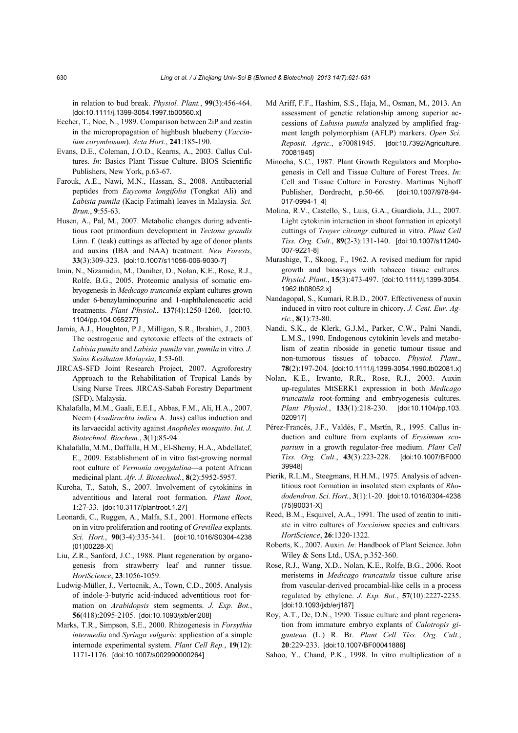in relation to bud break. *Physiol. Plant.*, **99**(3):456-464. [doi:10.1111/j.1399-3054.1997.tb00560.x]

Eccher, T., Noe, N., 1989. Comparison between 2iP and zeatin in the micropropagation of highbush blueberry (*Vaccinium corymbosum*). *Acta Hort.*, **241**:185-190.

Evans, D.E., Coleman, J.O.D., Kearns, A., 2003. Callus Cultures. *In*: Basics Plant Tissue Culture. BIOS Scientific Publishers, New York, p.63-67.

Farouk, A.E., Nawi, M.N., Hassan, S., 2008. Antibacterial peptides from *Euycoma longifolia* (Tongkat Ali) and *Labisia pumila* (Kacip Fatimah) leaves in Malaysia. *Sci. Brun.*, **9**:55-63.

Husen, A., Pal, M., 2007. Metabolic changes during adventitious root primordium development in *Tectona grandis* Linn. f. (teak) cuttings as affected by age of donor plants and auxins (IBA and NAA) treatment. *New Forests*, **33**(3):309-323. [doi:10.1007/s11056-006-9030-7]

Imin, N., Nizamidin, M., Daniher, D., Nolan, K.E., Rose, R.J., Rolfe, B.G., 2005. Proteomic analysis of somatic embryogenesis in *Medicago truncatula* explant cultures grown under 6-benzylaminopurine and 1-naphthaleneacetic acid treatments. *Plant Physiol.*, **137**(4):1250-1260. [doi:10.1104/pp.104.055277]

Jamia, A.J., Houghton, P.J., Milligan, S.R., Ibrahim, J., 2003. The oestrogenic and cytotoxic effects of the extracts of *Labisia pumila* and *Labisia pumila* var. *pumila* in vitro. *J. Sains Kesihatan Malaysia*, **1**:53-60.

JIRCAS-SFD Joint Research Project, 2007. Agroforestry Approach to the Rehabilitation of Tropical Lands by Using Nurse Trees*.* JIRCAS-Sabah Forestry Department (SFD), Malaysia.

Khalafalla, M.M., Gaali, E.E.I., Abbas, F.M., Ali, H.A., 2007. Neem (*Azadirachta indica* A. Juss) callus induction and its larvaecidal activity against *Anopheles mosquito*. *Int. J. Biotechnol. Biochem.*, **3**(1):85-94.

Khalafalla, M.M., Daffalla, H.M., El-Shemy, H.A., Abdellatef, E., 2009. Establishment of in vitro fast-growing normal root culture of *Vernonia amygdalina*—a potent African medicinal plant. *Afr. J. Biotechnol.*, **8**(2):5952-5957.

Kuroha, T., Satoh, S., 2007. Involvement of cytokinins in adventitious and lateral root formation. *Plant Root*, **1**:27-33. [doi:10.3117/plantroot.1.27]

Leonardi, C., Ruggen, A., Malfa, S.I., 2001. Hormone effects on in vitro proliferation and rooting of *Grevillea* explants. *Sci. Hort.*, **90**(3-4):335-341. [doi:10.1016/S0304-4238(01)00228-X]

Liu, Z.R., Sanford, J.C., 1988. Plant regeneration by organogenesis from strawberry leaf and runner tissue. *HortScience*, **23**:1056-1059.

Ludwig-Müller, J., Vertocnik, A., Town, C.D., 2005. Analysis of indole-3-butyric acid-induced adventitious root formation on *Arabidopsis* stem segments. *J. Exp. Bot.*, **56**(418):2095-2105. [doi:10.1093/jxb/eri208]

Marks, T.R., Simpson, S.E., 2000. Rhizogenesis in *Forsythia intermedia* and *Syringa vulgaris*: application of a simple internode experimental system. *Plant Cell Rep.*, **19**(12):1171-1176. [doi:10.1007/s002990000264]

Md Ariff, F.F., Hashim, S.S., Haja, M., Osman, M., 2013. An assessment of genetic relationship among superior accessions of *Labisia pumila* analyzed by amplified fragment length polymorphism (AFLP) markers. *Open Sci. Reposit. Agric.*, e70081945. [doi:10.7392/Agriculture.70081945]

Minocha, S.C., 1987. Plant Growth Regulators and Morphogenesis in Cell and Tissue Culture of Forest Trees. *In*: Cell and Tissue Culture in Forestry. Martinus Nijhoff Publisher, Dordrecht, p.50-66. [doi:10.1007/978-94-017-0994-1_4]

Molina, R.V., Castello, S., Luis, G.A., Guardiola, J.L., 2007. Light cytokinin interaction in shoot formation in epicotyl cuttings of *Troyer citrangr* cultured in vitro. *Plant Cell Tiss. Org. Cult.*, **89**(2-3):131-140. [doi:10.1007/s11240-007-9221-8]

Murashige, T., Skoog, F., 1962. A revised medium for rapid growth and bioassays with tobacco tissue cultures. *Physiol. Plant.*, **15**(3):473-497. [doi:10.1111/j.1399-3054.1962.tb08052.x]

Nandagopal, S., Kumari, R.B.D., 2007. Effectiveness of auxin induced in vitro root culture in chicory. *J. Cent. Eur. Agric.*, **8**(1):73-80.

Nandi, S.K., de Klerk, G.J.M., Parker, C.W., Palni Nandi, L.M.S., 1990. Endogenous cytokinin levels and metabolism of zeatin riboside in genetic tumour tissue and non-tumorous tissues of tobacco. *Physiol. Plant*., **78**(2):197-204. [doi:10.1111/j.1399-3054.1990.tb02081.x]

Nolan, K.E., Irwanto, R.R., Rose, R.J., 2003. Auxin up-regulates MtSERK1 expression in both *Medicago truncatula* root-forming and embryogenesis cultures. *Plant Physiol.*, **133**(1):218-230. [doi:10.1104/pp.103.020917]

Pérez-Francés, J.F., Valdés, F., Msrtín, R., 1995. Callus induction and culture from explants of *Erysimum scoparium* in a growth regulator-free medium. *Plant Cell Tiss. Org. Cult.*, **43**(3):223-228. [doi:10.1007/BF00039948]

Pierik, R.L.M., Steegmans, H.H.M., 1975. Analysis of adventitious root formation in insolated stem explants of *Rhododendron*. *Sci. Hort.*, **3**(1):1-20. [doi:10.1016/0304-4238(75)90031-X]

Reed, B.M., Esquivel, A.A., 1991. The used of zeatin to initiate in vitro cultures of *Vaccinium* species and cultivars. *HortScience*, **26**:1320-1322.

Roberts, K., 2007. Auxin. *In*: Handbook of Plant Science. John Wiley & Sons Ltd., USA, p.352-360.

Rose, R.J., Wang, X.D., Nolan, K.E., Rolfe, B.G., 2006. Root meristems in *Medicago truncatula* tissue culture arise from vascular-derived procambial-like cells in a process regulated by ethylene. *J. Exp. Bot.*, **57**(10):2227-2235. [doi:10.1093/jxb/erj187]

Roy, A.T., De, D.N., 1990. Tissue culture and plant regeneration from immature embryo explants of *Calotropis gigantean* (L.) R. Br. *Plant Cell Tiss. Org. Cult.*, **20**:229-233. [doi:10.1007/BF00041886]

Sahoo, Y., Chand, P.K., 1998. In vitro multiplication of a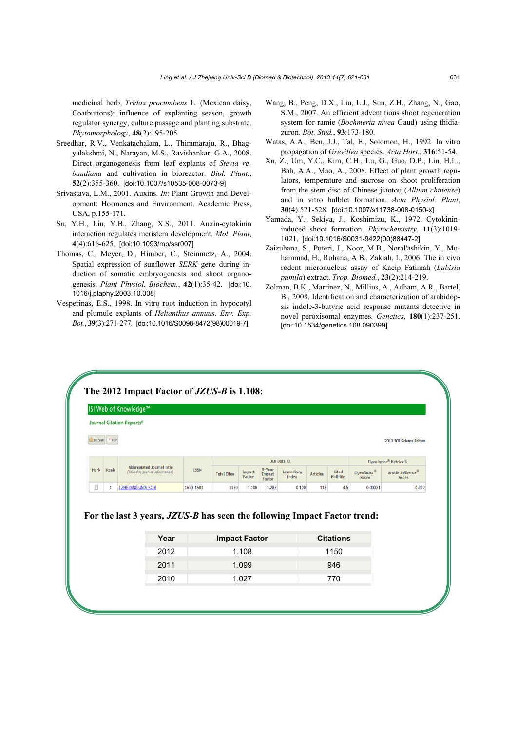medicinal herb, *Tridax procumbens* L. (Mexican daisy, Coatbuttons): influence of explanting season, growth regulator synergy, culture passage and planting substrate. *Phytomorphology*, **48**(2):195-205.

Sreedhar, R.V., Venkatachalam, L., Thimmaraju, R., Bhagyalakshmi, N., Narayan, M.S., Ravishankar, G.A., 2008. Direct organogenesis from leaf explants of *Stevia rebaudiana* and cultivation in bioreactor. *Biol. Plant.*, **52**(2):355-360. [doi:10.1007/s10535-008-0073-9]

Srivastava, L.M., 2001. Auxins. *In*: Plant Growth and Development: Hormones and Environment. Academic Press, USA, p.155-171.

Su, Y.H., Liu, Y.B., Zhang, X.S., 2011. Auxin-cytokinin interaction regulates meristem development. *Mol. Plant*, **4**(4):616-625. [doi:10.1093/mp/ssr007]

Thomas, C., Meyer, D., Himber, C., Steinmetz, A., 2004. Spatial expression of sunflower *SERK* gene during induction of somatic embryogenesis and shoot organogenesis. *Plant Physiol. Biochem.*, **42**(1):35-42. [doi:10.1016/j.plaphy.2003.10.008]

Vesperinas, E.S., 1998. In vitro root induction in hypocotyl and plumule explants of *Helianthus annuus*. *Env. Exp. Bot.*, **39**(3):271-277. [doi:10.1016/S0098-8472(98)00019-7]

Wang, B., Peng, D.X., Liu, L.J., Sun, Z.H., Zhang, N., Gao, S.M., 2007. An efficient adventitious shoot regeneration system for ramie (*Boehmeria nivea* Gaud) using thidiazuron. *Bot. Stud.*, **93**:173-180.

Watas, A.A., Ben, J.J., Tal, E., Solomon, H., 1992. In vitro propagation of *Grevillea* species. *Acta Hort.*, **316**:51-54.

Xu, Z., Um, Y.C., Kim, C.H., Lu, G., Guo, D.P., Liu, H.L., Bah, A.A., Mao, A., 2008. Effect of plant growth regulators, temperature and sucrose on shoot proliferation from the stem disc of Chinese jiaotou (*Allium chinense*) and in vitro bulblet formation. *Acta Physiol. Plant*, **30**(4):521-528. [doi:10.1007/s11738-008-0150-x]

Yamada, Y., Sekiya, J., Koshimizu, K., 1972. Cytokinin-induced shoot formation. *Phytochemistry*, **11**(3):1019-1021. [doi:10.1016/S0031-9422(00)88447-2]

Zaizuhana, S., Puteri, J., Noor, M.B., Noral'ashikin, Y., Muhammad, H., Rohana, A.B., Zakiah, I., 2006. The in vivo rodent micronucleus assay of Kacip Fatimah (*Labisia pumila*) extract. *Trop. Biomed.*, **23**(2):214-219.

Zolman, B.K., Martinez, N., Millius, A., Adham, A.R., Bartel, B., 2008. Identification and characterization of arabidopsis indole-3-butyric acid response mutants detective in novel peroxisomal enzymes. *Genetics*, **180**(1):237-251. [doi:10.1534/genetics.108.090399]

**The 2012 Impact Factor of *JZUS-B* is 1.108:**

ISI Web of Knowledge℠

Journal Citation Reports®

2012 JCR Science Edition

| Mark | Rank | Abbreviated Journal Title (linked to journal information) | ISSN | JCR Data | | | | | | Eigenfactor® Metrics | |
|---|---|---|---|---|---|---|---|---|---|---|---|
| | | | | Total Cites | Impact Factor | 5-Year Impact Factor | Immediacy Index | Articles | Cited Half-life | Eigenfactor® Score | Article Influence® Score |
| | 1 | J ZHEJIANG UNIV-SC B | 1673-1581 | 1150 | 1.108 | 1.285 | 0.190 | 116 | 4.5 | 0.00331 | 0.292 |

**For the last 3 years, *JZUS-B* has seen the following Impact Factor trend:**

| Year | Impact Factor | Citations |
|---|---|---|
| 2012 | 1.108 | 1150 |
| 2011 | 1.099 | 946 |
| 2010 | 1.027 | 770 |